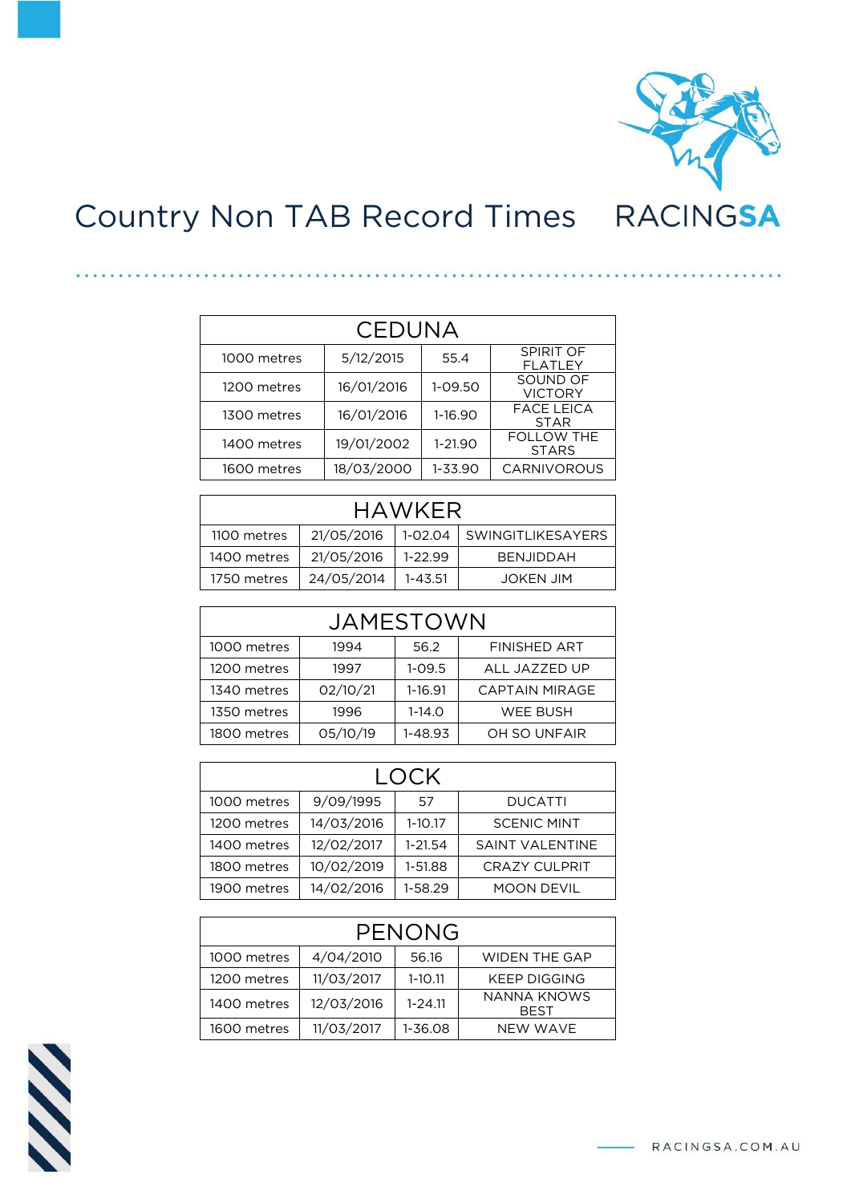# Country Non TAB Record Times

RACINGSA

| CEDUNA | | | |
|---|---|---|---|
| 1000 metres | 5/12/2015 | 55.4 | SPIRIT OF FLATLEY |
| 1200 metres | 16/01/2016 | 1-09.50 | SOUND OF VICTORY |
| 1300 metres | 16/01/2016 | 1-16.90 | FACE LEICA STAR |
| 1400 metres | 19/01/2002 | 1-21.90 | FOLLOW THE STARS |
| 1600 metres | 18/03/2000 | 1-33.90 | CARNIVOROUS |

| HAWKER | | | |
|---|---|---|---|
| 1100 metres | 21/05/2016 | 1-02.04 | SWINGITLIKESAYERS |
| 1400 metres | 21/05/2016 | 1-22.99 | BENJIDDAH |
| 1750 metres | 24/05/2014 | 1-43.51 | JOKEN JIM |

| JAMESTOWN | | | |
|---|---|---|---|
| 1000 metres | 1994 | 56.2 | FINISHED ART |
| 1200 metres | 1997 | 1-09.5 | ALL JAZZED UP |
| 1340 metres | 02/10/21 | 1-16.91 | CAPTAIN MIRAGE |
| 1350 metres | 1996 | 1-14.0 | WEE BUSH |
| 1800 metres | 05/10/19 | 1-48.93 | OH SO UNFAIR |

| LOCK | | | |
|---|---|---|---|
| 1000 metres | 9/09/1995 | 57 | DUCATTI |
| 1200 metres | 14/03/2016 | 1-10.17 | SCENIC MINT |
| 1400 metres | 12/02/2017 | 1-21.54 | SAINT VALENTINE |
| 1800 metres | 10/02/2019 | 1-51.88 | CRAZY CULPRIT |
| 1900 metres | 14/02/2016 | 1-58.29 | MOON DEVIL |

| PENONG | | | |
|---|---|---|---|
| 1000 metres | 4/04/2010 | 56.16 | WIDEN THE GAP |
| 1200 metres | 11/03/2017 | 1-10.11 | KEEP DIGGING |
| 1400 metres | 12/03/2016 | 1-24.11 | NANNA KNOWS BEST |
| 1600 metres | 11/03/2017 | 1-36.08 | NEW WAVE |

RACINGSA.COM.AU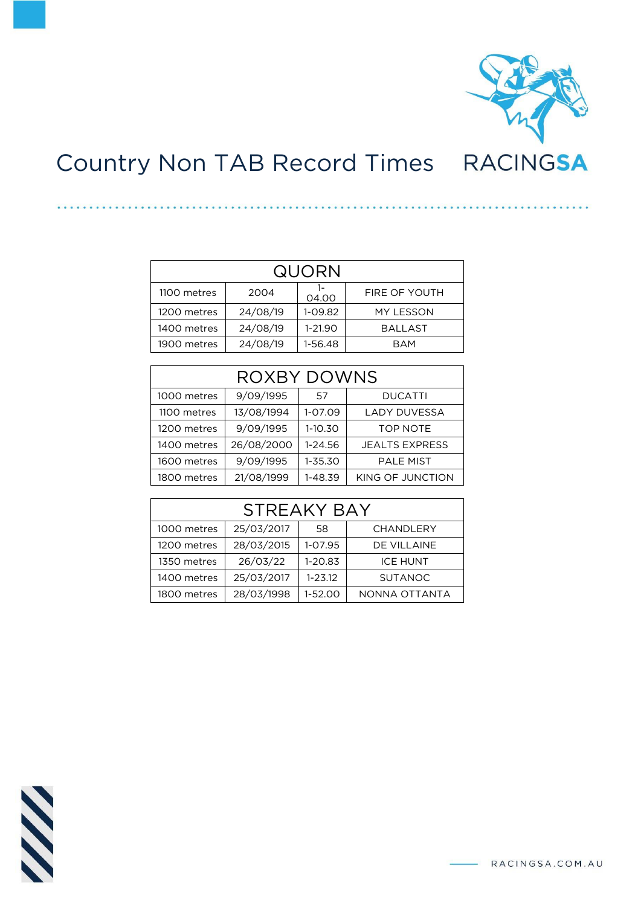# Country Non TAB Record Times

RACINGSA

| QUORN | | | |
|---|---|---|---|
| 1100 metres | 2004 | 1-04.00 | FIRE OF YOUTH |
| 1200 metres | 24/08/19 | 1-09.82 | MY LESSON |
| 1400 metres | 24/08/19 | 1-21.90 | BALLAST |
| 1900 metres | 24/08/19 | 1-56.48 | BAM |

| ROXBY DOWNS | | | |
|---|---|---|---|
| 1000 metres | 9/09/1995 | 57 | DUCATTI |
| 1100 metres | 13/08/1994 | 1-07.09 | LADY DUVESSA |
| 1200 metres | 9/09/1995 | 1-10.30 | TOP NOTE |
| 1400 metres | 26/08/2000 | 1-24.56 | JEALTS EXPRESS |
| 1600 metres | 9/09/1995 | 1-35.30 | PALE MIST |
| 1800 metres | 21/08/1999 | 1-48.39 | KING OF JUNCTION |

| STREAKY BAY | | | |
|---|---|---|---|
| 1000 metres | 25/03/2017 | 58 | CHANDLERY |
| 1200 metres | 28/03/2015 | 1-07.95 | DE VILLAINE |
| 1350 metres | 26/03/22 | 1-20.83 | ICE HUNT |
| 1400 metres | 25/03/2017 | 1-23.12 | SUTANOC |
| 1800 metres | 28/03/1998 | 1-52.00 | NONNA OTTANTA |

RACINGSA.COM.AU